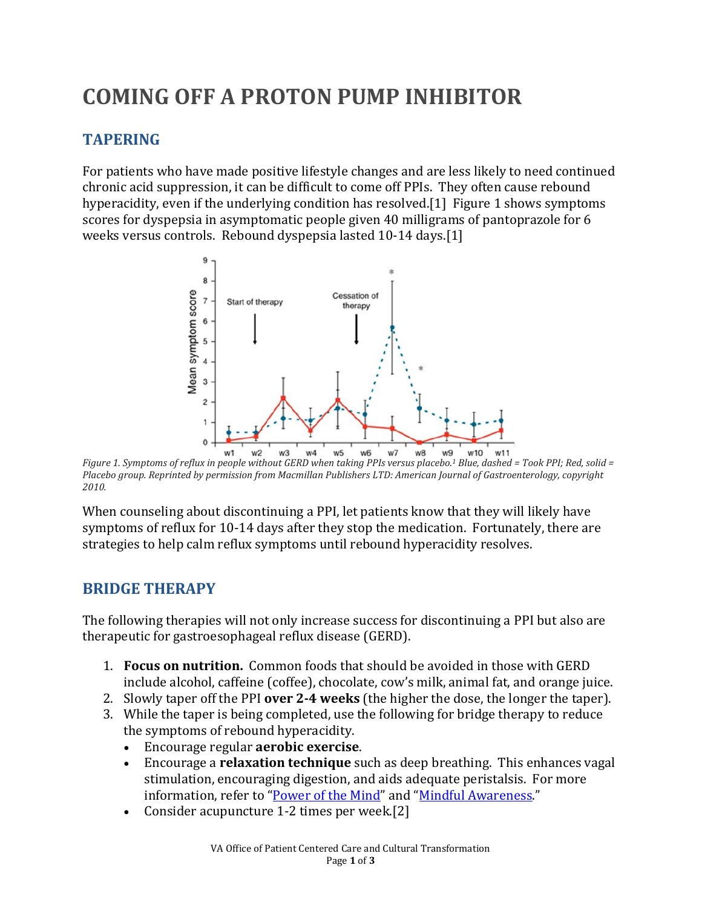# COMING OFF A PROTON PUMP INHIBITOR

## TAPERING

For patients who have made positive lifestyle changes and are less likely to need continued chronic acid suppression, it can be difficult to come off PPIs. They often cause rebound hyperacidity, even if the underlying condition has resolved.[1] Figure 1 shows symptoms scores for dyspepsia in asymptomatic people given 40 milligrams of pantoprazole for 6 weeks versus controls. Rebound dyspepsia lasted 10-14 days.[1]

Mean symptom score
0 1 2 3 4 5 6 7 8 9
Start of therapy
Cessation of therapy
*
*
w1 w2 w3 w4 w5 w6 w7 w8 w9 w10 w11

*Figure 1. Symptoms of reflux in people without GERD when taking PPIs versus placebo.[1] Blue, dashed = Took PPI; Red, solid = Placebo group. Reprinted by permission from Macmillan Publishers LTD: American Journal of Gastroenterology, copyright 2010.*

When counseling about discontinuing a PPI, let patients know that they will likely have symptoms of reflux for 10-14 days after they stop the medication. Fortunately, there are strategies to help calm reflux symptoms until rebound hyperacidity resolves.

## BRIDGE THERAPY

The following therapies will not only increase success for discontinuing a PPI but also are therapeutic for gastroesophageal reflux disease (GERD).

1. **Focus on nutrition.** Common foods that should be avoided in those with GERD include alcohol, caffeine (coffee), chocolate, cow's milk, animal fat, and orange juice.
2. Slowly taper off the PPI **over 2-4 weeks** (the higher the dose, the longer the taper).
3. While the taper is being completed, use the following for bridge therapy to reduce the symptoms of rebound hyperacidity.
   - Encourage regular **aerobic exercise**.
   - Encourage a **relaxation technique** such as deep breathing. This enhances vagal stimulation, encouraging digestion, and aids adequate peristalsis. For more information, refer to "Power of the Mind" and "Mindful Awareness."
   - Consider acupuncture 1-2 times per week.[2]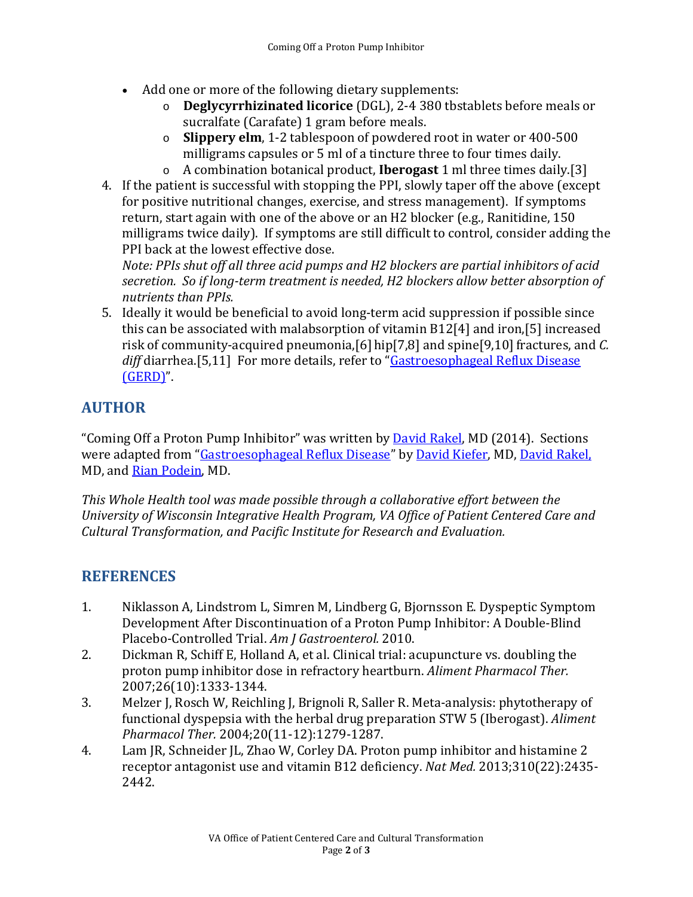- Add one or more of the following dietary supplements:
  - **Deglycyrrhizinated licorice** (DGL), 2-4 380 tbstablets before meals or sucralfate (Carafate) 1 gram before meals.
  - **Slippery elm**, 1-2 tablespoon of powdered root in water or 400-500 milligrams capsules or 5 ml of a tincture three to four times daily.
  - A combination botanical product, **Iberogast** 1 ml three times daily.[3]

4. If the patient is successful with stopping the PPI, slowly taper off the above (except for positive nutritional changes, exercise, and stress management). If symptoms return, start again with one of the above or an H2 blocker (e.g., Ranitidine, 150 milligrams twice daily). If symptoms are still difficult to control, consider adding the PPI back at the lowest effective dose.
   *Note: PPIs shut off all three acid pumps and H2 blockers are partial inhibitors of acid secretion. So if long-term treatment is needed, H2 blockers allow better absorption of nutrients than PPIs.*
5. Ideally it would be beneficial to avoid long-term acid suppression if possible since this can be associated with malabsorption of vitamin B12[4] and iron,[5] increased risk of community-acquired pneumonia,[6] hip[7,8] and spine[9,10] fractures, and *C. diff* diarrhea.[5,11] For more details, refer to "Gastroesophageal Reflux Disease (GERD)".

## AUTHOR

"Coming Off a Proton Pump Inhibitor" was written by David Rakel, MD (2014). Sections were adapted from "Gastroesophageal Reflux Disease" by David Kiefer, MD, David Rakel, MD, and Rian Podein, MD.

*This Whole Health tool was made possible through a collaborative effort between the University of Wisconsin Integrative Health Program, VA Office of Patient Centered Care and Cultural Transformation, and Pacific Institute for Research and Evaluation.*

## REFERENCES

1. Niklasson A, Lindstrom L, Simren M, Lindberg G, Bjornsson E. Dyspeptic Symptom Development After Discontinuation of a Proton Pump Inhibitor: A Double-Blind Placebo-Controlled Trial. *Am J Gastroenterol.* 2010.
2. Dickman R, Schiff E, Holland A, et al. Clinical trial: acupuncture vs. doubling the proton pump inhibitor dose in refractory heartburn. *Aliment Pharmacol Ther.* 2007;26(10):1333-1344.
3. Melzer J, Rosch W, Reichling J, Brignoli R, Saller R. Meta-analysis: phytotherapy of functional dyspepsia with the herbal drug preparation STW 5 (Iberogast). *Aliment Pharmacol Ther.* 2004;20(11-12):1279-1287.
4. Lam JR, Schneider JL, Zhao W, Corley DA. Proton pump inhibitor and histamine 2 receptor antagonist use and vitamin B12 deficiency. *Nat Med.* 2013;310(22):2435-2442.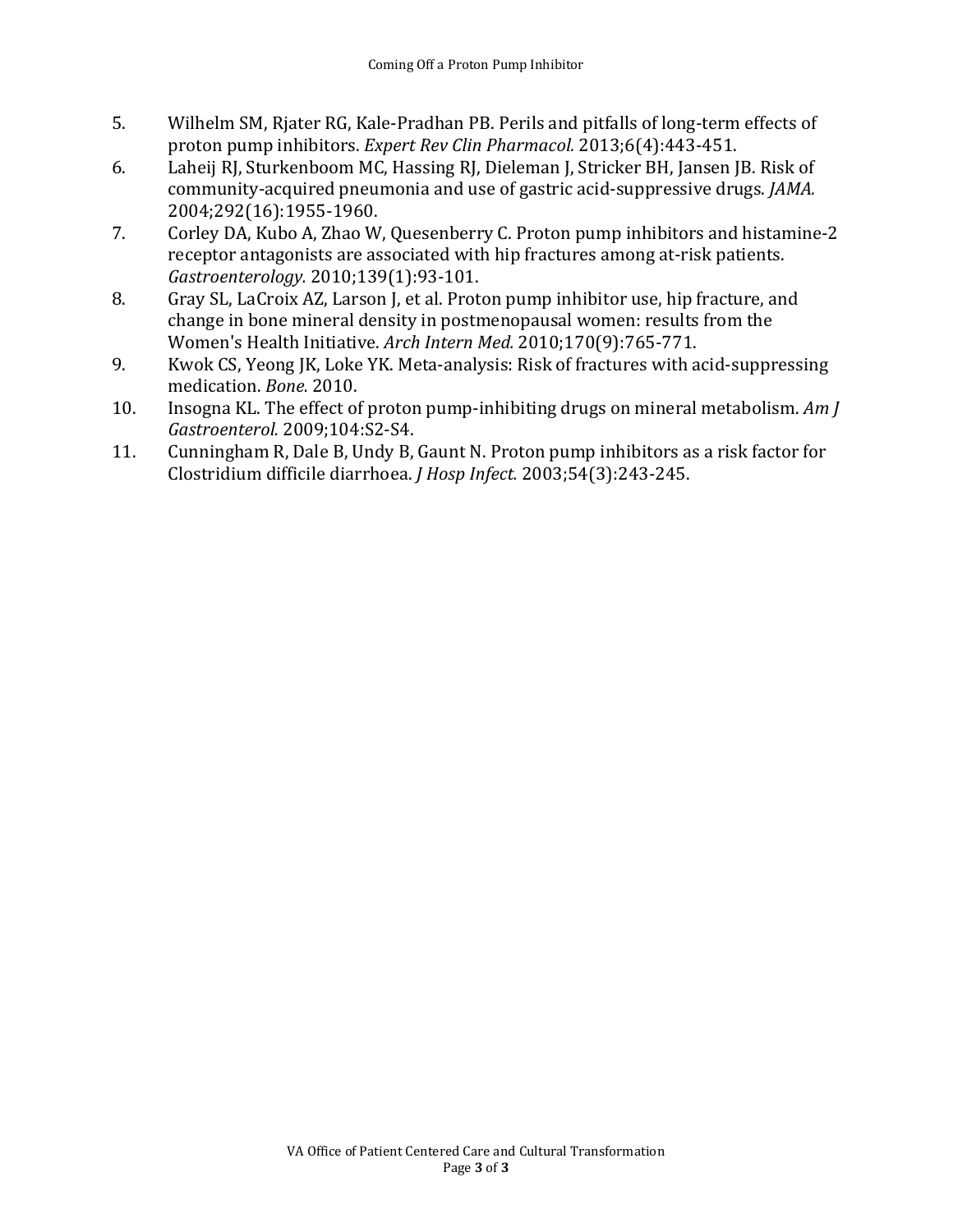5. Wilhelm SM, Rjater RG, Kale-Pradhan PB. Perils and pitfalls of long-term effects of proton pump inhibitors. *Expert Rev Clin Pharmacol.* 2013;6(4):443-451.
6. Laheij RJ, Sturkenboom MC, Hassing RJ, Dieleman J, Stricker BH, Jansen JB. Risk of community-acquired pneumonia and use of gastric acid-suppressive drugs. *JAMA.* 2004;292(16):1955-1960.
7. Corley DA, Kubo A, Zhao W, Quesenberry C. Proton pump inhibitors and histamine-2 receptor antagonists are associated with hip fractures among at-risk patients. *Gastroenterology.* 2010;139(1):93-101.
8. Gray SL, LaCroix AZ, Larson J, et al. Proton pump inhibitor use, hip fracture, and change in bone mineral density in postmenopausal women: results from the Women's Health Initiative. *Arch Intern Med.* 2010;170(9):765-771.
9. Kwok CS, Yeong JK, Loke YK. Meta-analysis: Risk of fractures with acid-suppressing medication. *Bone.* 2010.
10. Insogna KL. The effect of proton pump-inhibiting drugs on mineral metabolism. *Am J Gastroenterol.* 2009;104:S2-S4.
11. Cunningham R, Dale B, Undy B, Gaunt N. Proton pump inhibitors as a risk factor for Clostridium difficile diarrhoea. *J Hosp Infect.* 2003;54(3):243-245.